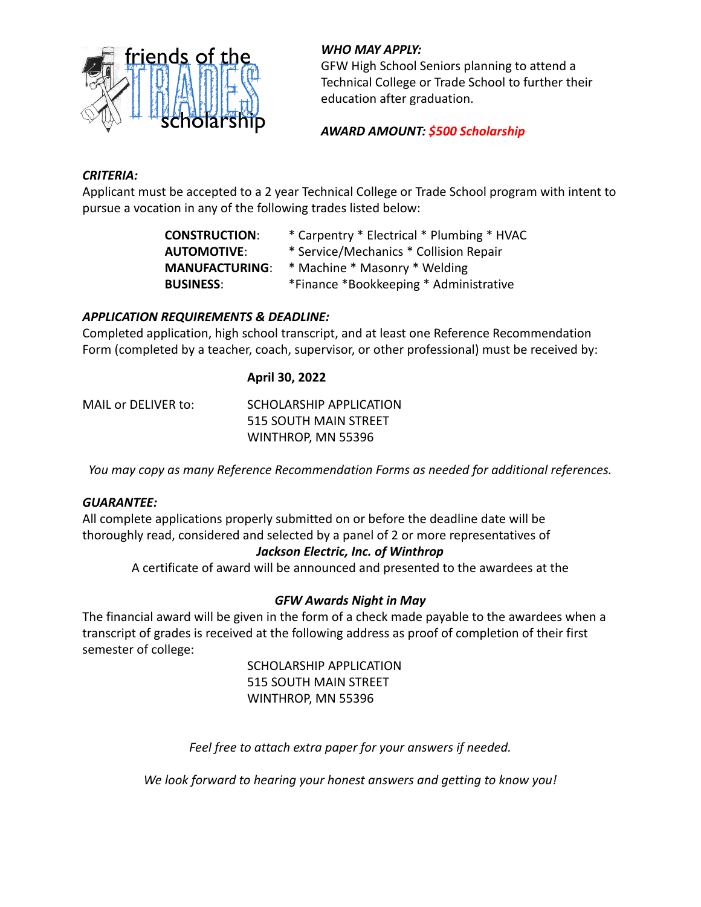# friends of the TRADES scholarship

***WHO MAY APPLY:***
GFW High School Seniors planning to attend a Technical College or Trade School to further their education after graduation.

***AWARD AMOUNT: $500 Scholarship***

***CRITERIA:***
Applicant must be accepted to a 2 year Technical College or Trade School program with intent to pursue a vocation in any of the following trades listed below:

| | |
|---|---|
| **CONSTRUCTION**: | * Carpentry * Electrical * Plumbing * HVAC |
| **AUTOMOTIVE**: | * Service/Mechanics * Collision Repair |
| **MANUFACTURING**: | * Machine * Masonry * Welding |
| **BUSINESS**: | *Finance *Bookkeeping * Administrative |

***APPLICATION REQUIREMENTS & DEADLINE:***
Completed application, high school transcript, and at least one Reference Recommendation Form (completed by a teacher, coach, supervisor, or other professional) must be received by:

**April 30, 2022**

MAIL or DELIVER to:
SCHOLARSHIP APPLICATION
515 SOUTH MAIN STREET
WINTHROP, MN 55396

*You may copy as many Reference Recommendation Forms as needed for additional references.*

***GUARANTEE:***
All complete applications properly submitted on or before the deadline date will be thoroughly read, considered and selected by a panel of 2 or more representatives of

***Jackson Electric, Inc. of Winthrop***

A certificate of award will be announced and presented to the awardees at the

***GFW Awards Night in May***

The financial award will be given in the form of a check made payable to the awardees when a transcript of grades is received at the following address as proof of completion of their first semester of college:

SCHOLARSHIP APPLICATION
515 SOUTH MAIN STREET
WINTHROP, MN 55396

*Feel free to attach extra paper for your answers if needed.*

*We look forward to hearing your honest answers and getting to know you!*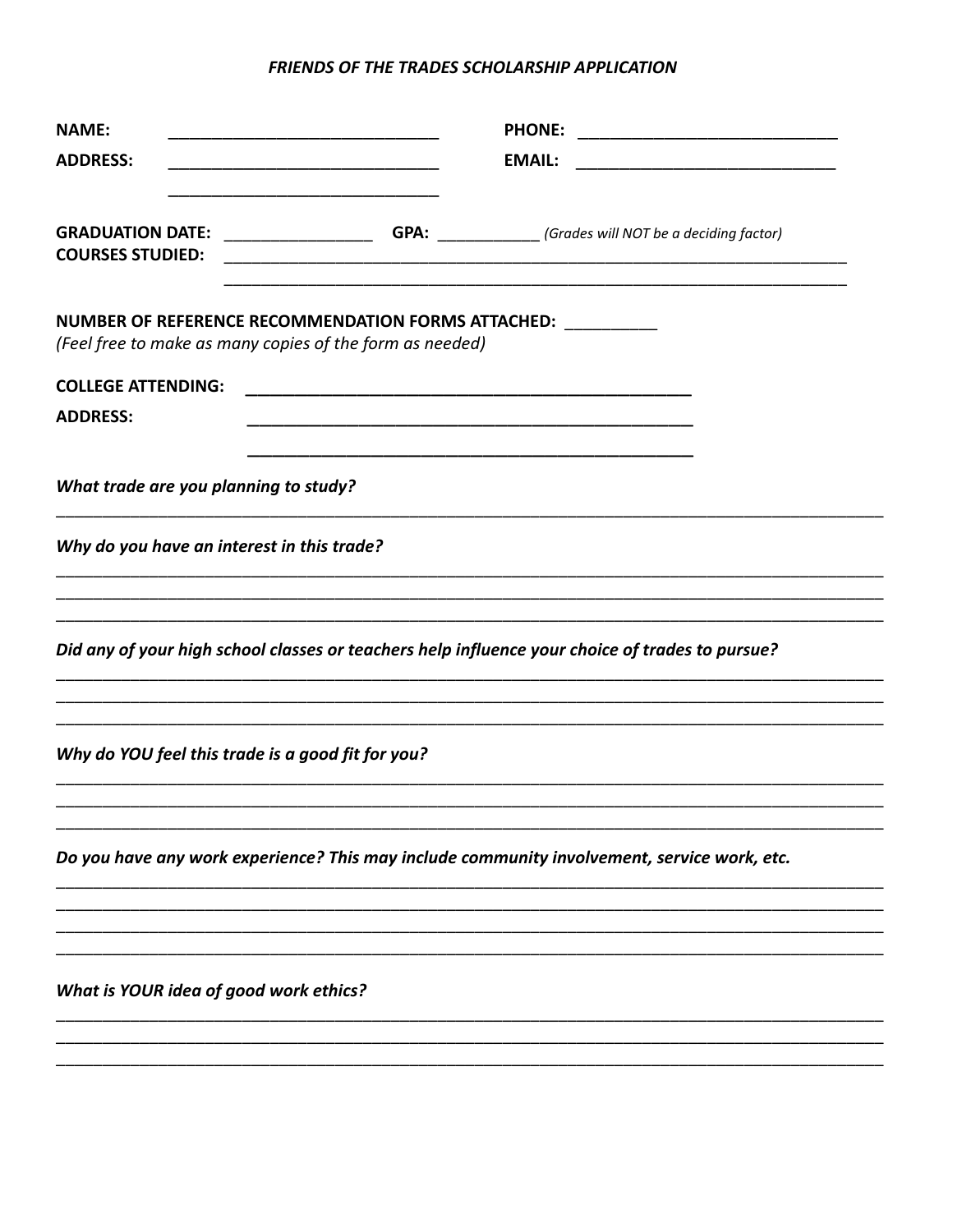***FRIENDS OF THE TRADES SCHOLARSHIP APPLICATION***

**NAME:** ______________________________ **PHONE:** ____________________________

**ADDRESS:** ______________________________ **EMAIL:** ____________________________

______________________________

**GRADUATION DATE:** ________________ **GPA:** ___________ *(Grades will NOT be a deciding factor)*

**COURSES STUDIED:** ______________________________________________________________________

______________________________________________________________________

**NUMBER OF REFERENCE RECOMMENDATION FORMS ATTACHED:** __________

*(Feel free to make as many copies of the form as needed)*

**COLLEGE ATTENDING:** __________________________________________________

**ADDRESS:** __________________________________________________

__________________________________________________

***What trade are you planning to study?***

_____________________________________________________________________________________________

***Why do you have an interest in this trade?***

_____________________________________________________________________________________________

_____________________________________________________________________________________________

_____________________________________________________________________________________________

***Did any of your high school classes or teachers help influence your choice of trades to pursue?***

_____________________________________________________________________________________________

_____________________________________________________________________________________________

_____________________________________________________________________________________________

***Why do YOU feel this trade is a good fit for you?***

_____________________________________________________________________________________________

_____________________________________________________________________________________________

_____________________________________________________________________________________________

***Do you have any work experience? This may include community involvement, service work, etc.***

_____________________________________________________________________________________________

_____________________________________________________________________________________________

_____________________________________________________________________________________________

_____________________________________________________________________________________________

***What is YOUR idea of good work ethics?***

_____________________________________________________________________________________________

_____________________________________________________________________________________________

_____________________________________________________________________________________________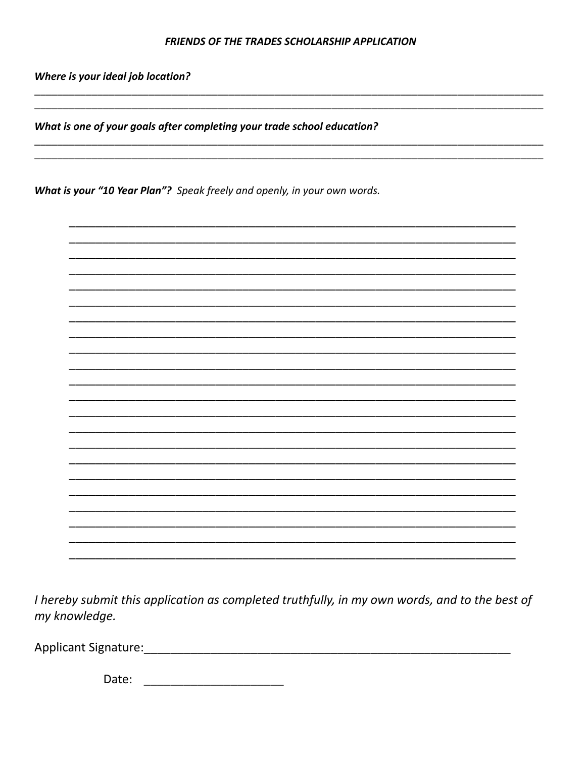***FRIENDS OF THE TRADES SCHOLARSHIP APPLICATION***

***Where is your ideal job location?***

______________________________________________________________________________________________

______________________________________________________________________________________________

***What is one of your goals after completing your trade school education?***

______________________________________________________________________________________________

______________________________________________________________________________________________

***What is your "10 Year Plan"?*** *Speak freely and openly, in your own words.*

__________________________________________________________________________

__________________________________________________________________________

__________________________________________________________________________

__________________________________________________________________________

__________________________________________________________________________

__________________________________________________________________________

__________________________________________________________________________

__________________________________________________________________________

__________________________________________________________________________

__________________________________________________________________________

__________________________________________________________________________

__________________________________________________________________________

__________________________________________________________________________

__________________________________________________________________________

__________________________________________________________________________

__________________________________________________________________________

__________________________________________________________________________

__________________________________________________________________________

__________________________________________________________________________

__________________________________________________________________________

__________________________________________________________________________

__________________________________________________________________________

*I hereby submit this application as completed truthfully, in my own words, and to the best of my knowledge.*

Applicant Signature:___________________________________________________________

Date: _____________________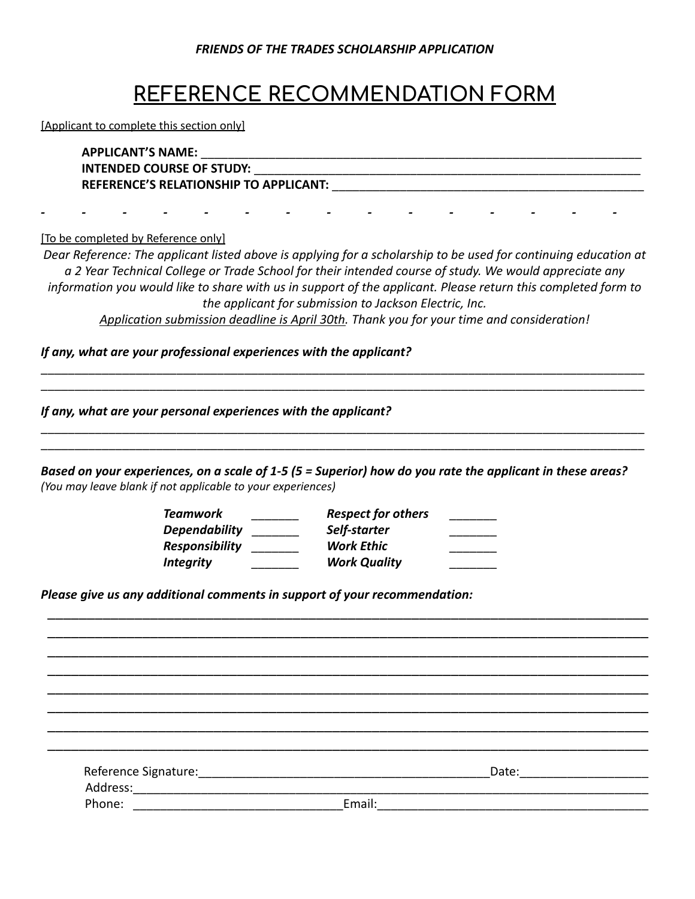*FRIENDS OF THE TRADES SCHOLARSHIP APPLICATION*

# REFERENCE RECOMMENDATION FORM

[Applicant to complete this section only]

**APPLICANT'S NAME:** ___________________________________________________________________
**INTENDED COURSE OF STUDY:** ___________________________________________________________
**REFERENCE'S RELATIONSHIP TO APPLICANT:** _____________________________________________

- - - - - - - - - - - - - - -

[To be completed by Reference only]

*Dear Reference: The applicant listed above is applying for a scholarship to be used for continuing education at a 2 Year Technical College or Trade School for their intended course of study. We would appreciate any information you would like to share with us in support of the applicant. Please return this completed form to the applicant for submission to Jackson Electric, Inc.*
*Application submission deadline is April 30th. Thank you for your time and consideration!*

***If any, what are your professional experiences with the applicant?***

_____________________________________________________________________________________________
_____________________________________________________________________________________________

***If any, what are your personal experiences with the applicant?***

_____________________________________________________________________________________________
_____________________________________________________________________________________________

***Based on your experiences, on a scale of 1-5 (5 = Superior) how do you rate the applicant in these areas?***
*(You may leave blank if not applicable to your experiences)*

| | | | |
|---|---|---|---|
| ***Teamwork*** | _______ | ***Respect for others*** | _______ |
| ***Dependability*** | _______ | ***Self-starter*** | _______ |
| ***Responsibility*** | _______ | ***Work Ethic*** | _______ |
| ***Integrity*** | _______ | ***Work Quality*** | _______ |

***Please give us any additional comments in support of your recommendation:***

_____________________________________________________________________________________________
_____________________________________________________________________________________________
_____________________________________________________________________________________________
_____________________________________________________________________________________________
_____________________________________________________________________________________________
_____________________________________________________________________________________________
_____________________________________________________________________________________________
_____________________________________________________________________________________________

Reference Signature:___________________________________________Date:__________________
Address:______________________________________________________________________________
Phone: ______________________________Email:_______________________________________